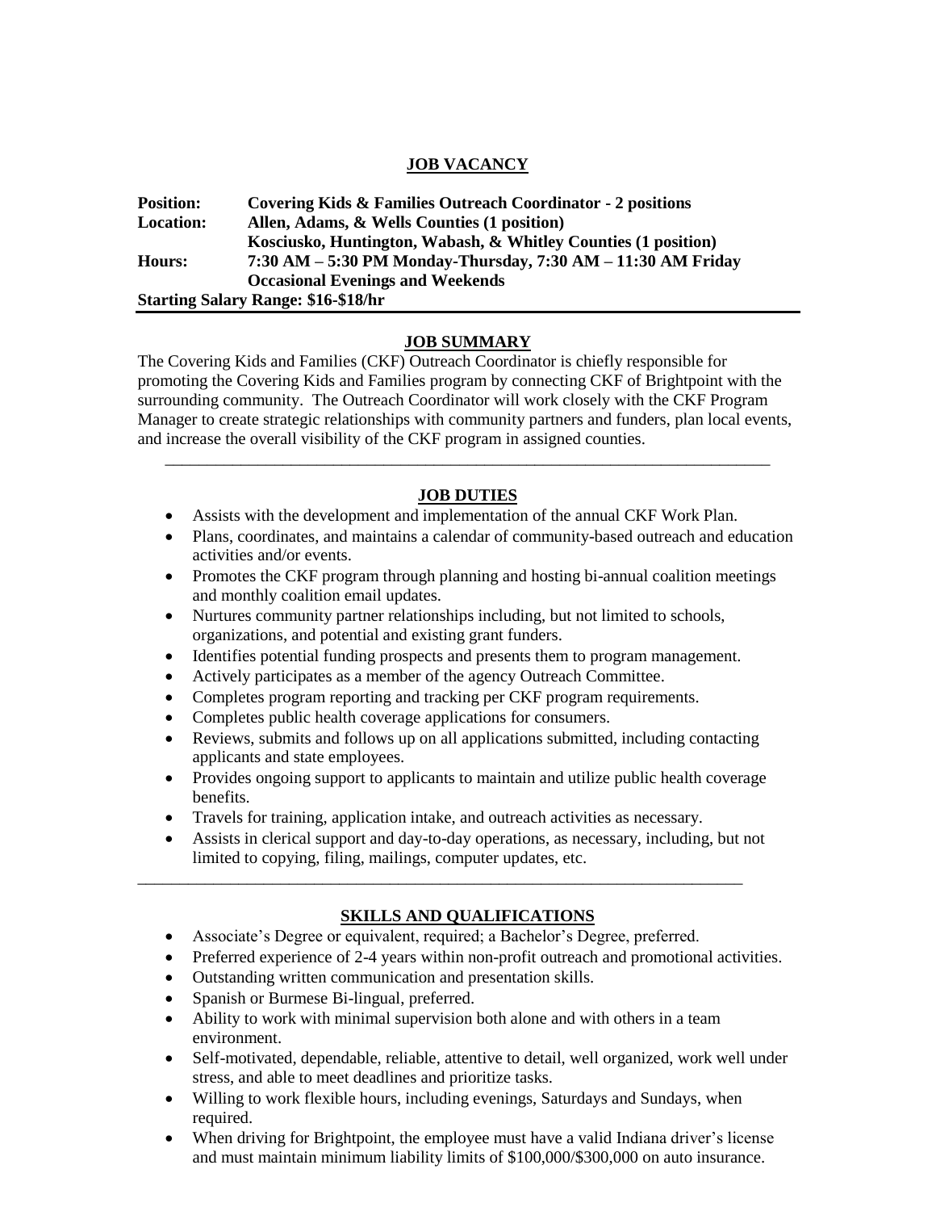## JOB VACANCY

**Position:** **Covering Kids & Families Outreach Coordinator - 2 positions**
**Location:** **Allen, Adams, & Wells Counties (1 position)**
**Kosciusko, Huntington, Wabash, & Whitley Counties (1 position)**
**Hours:** **7:30 AM – 5:30 PM Monday-Thursday, 7:30 AM – 11:30 AM Friday**
**Occasional Evenings and Weekends**
**Starting Salary Range: $16-$18/hr**

---

## JOB SUMMARY

The Covering Kids and Families (CKF) Outreach Coordinator is chiefly responsible for promoting the Covering Kids and Families program by connecting CKF of Brightpoint with the surrounding community. The Outreach Coordinator will work closely with the CKF Program Manager to create strategic relationships with community partners and funders, plan local events, and increase the overall visibility of the CKF program in assigned counties.

---

## JOB DUTIES

- Assists with the development and implementation of the annual CKF Work Plan.
- Plans, coordinates, and maintains a calendar of community-based outreach and education activities and/or events.
- Promotes the CKF program through planning and hosting bi-annual coalition meetings and monthly coalition email updates.
- Nurtures community partner relationships including, but not limited to schools, organizations, and potential and existing grant funders.
- Identifies potential funding prospects and presents them to program management.
- Actively participates as a member of the agency Outreach Committee.
- Completes program reporting and tracking per CKF program requirements.
- Completes public health coverage applications for consumers.
- Reviews, submits and follows up on all applications submitted, including contacting applicants and state employees.
- Provides ongoing support to applicants to maintain and utilize public health coverage benefits.
- Travels for training, application intake, and outreach activities as necessary.
- Assists in clerical support and day-to-day operations, as necessary, including, but not limited to copying, filing, mailings, computer updates, etc.

---

## SKILLS AND QUALIFICATIONS

- Associate's Degree or equivalent, required; a Bachelor's Degree, preferred.
- Preferred experience of 2-4 years within non-profit outreach and promotional activities.
- Outstanding written communication and presentation skills.
- Spanish or Burmese Bi-lingual, preferred.
- Ability to work with minimal supervision both alone and with others in a team environment.
- Self-motivated, dependable, reliable, attentive to detail, well organized, work well under stress, and able to meet deadlines and prioritize tasks.
- Willing to work flexible hours, including evenings, Saturdays and Sundays, when required.
- When driving for Brightpoint, the employee must have a valid Indiana driver's license and must maintain minimum liability limits of $100,000/$300,000 on auto insurance.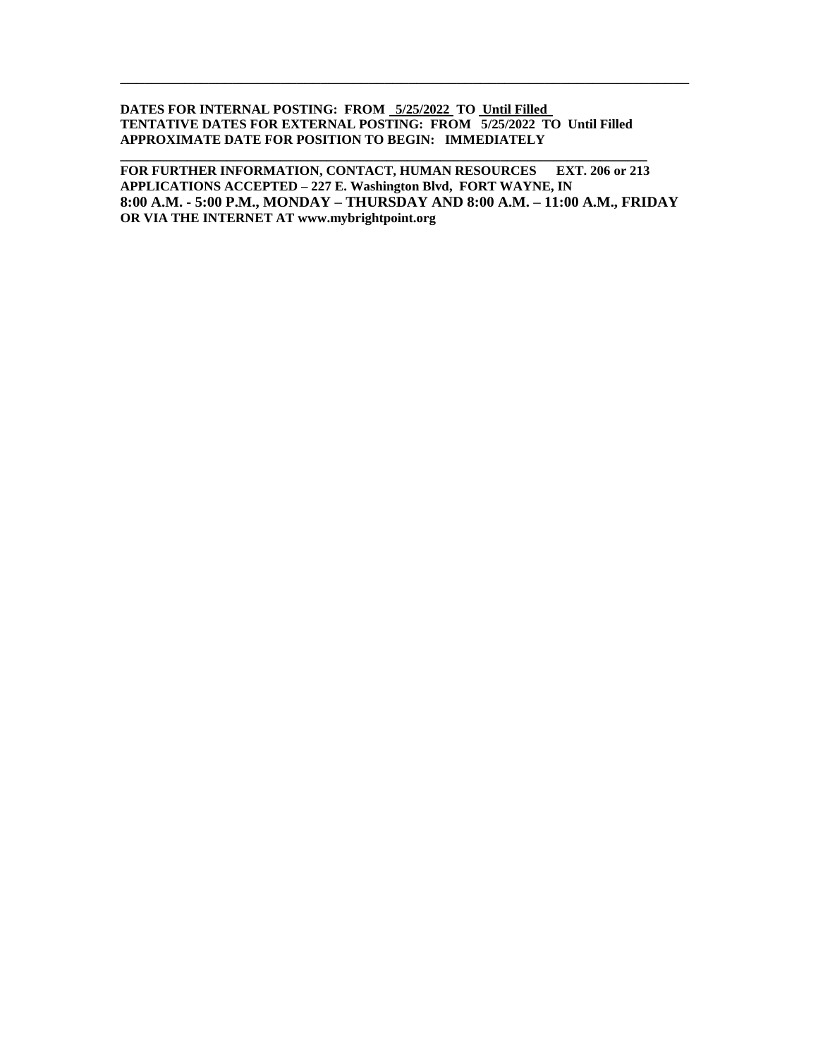---

**DATES FOR INTERNAL POSTING: FROM 5/25/2022 TO Until Filled**
**TENTATIVE DATES FOR EXTERNAL POSTING: FROM 5/25/2022 TO Until Filled**
**APPROXIMATE DATE FOR POSITION TO BEGIN: IMMEDIATELY**

---

**FOR FURTHER INFORMATION, CONTACT, HUMAN RESOURCES EXT. 206 or 213**
**APPLICATIONS ACCEPTED – 227 E. Washington Blvd, FORT WAYNE, IN**
**8:00 A.M. - 5:00 P.M., MONDAY – THURSDAY AND 8:00 A.M. – 11:00 A.M., FRIDAY**
**OR VIA THE INTERNET AT www.mybrightpoint.org**